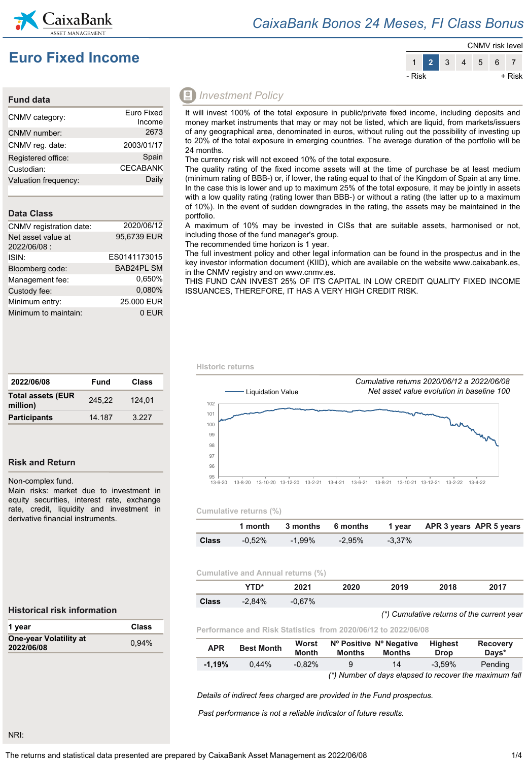# CaixaBank Bonos 24 Meses, FI Class Bonus

## Euro Fixed Income

CNMV risk level

| 1 | **2** | 3 | 4 | 5 | 6 | 7 |
|---|---|---|---|---|---|---|

- Risk + Risk

### Fund data

| | |
|---|---|
| CNMV category: | Euro Fixed Income |
| CNMV number: | 2673 |
| CNMV reg. date: | 2003/01/17 |
| Registered office: | Spain |
| Custodian: | CECABANK |
| Valuation frequency: | Daily |

### Data Class

| | |
|---|---|
| CNMV registration date: | 2020/06/12 |
| Net asset value at 2022/06/08 : | 95,6739 EUR |
| ISIN: | ES0141173015 |
| Bloomberg code: | BAB24PL SM |
| Management fee: | 0,650% |
| Custody fee: | 0,080% |
| Minimum entry: | 25.000 EUR |
| Minimum to maintain: | 0 EUR |

| 2022/06/08 | Fund | Class |
|---|---|---|
| **Total assets (EUR million)** | 245,22 | 124,01 |
| **Participants** | 14.187 | 3.227 |

### Risk and Return

Non-complex fund.
Main risks: market due to investment in equity securities, interest rate, exchange rate, credit, liquidity and investment in derivative financial instruments.

### Historical risk information

| 1 year | Class |
|---|---|
| **One-year Volatility at 2022/06/08** | 0,94% |

NRI:

### Investment Policy

It will invest 100% of the total exposure in public/private fixed income, including deposits and money market instruments that may or may not be listed, which are liquid, from markets/issuers of any geographical area, denominated in euros, without ruling out the possibility of investing up to 20% of the total exposure in emerging countries. The average duration of the portfolio will be 24 months.
The currency risk will not exceed 10% of the total exposure.
The quality rating of the fixed income assets will at the time of purchase be at least medium (minimum rating of BBB-) or, if lower, the rating equal to that of the Kingdom of Spain at any time. In the case this is lower and up to maximum 25% of the total exposure, it may be jointly in assets with a low quality rating (rating lower than BBB-) or without a rating (the latter up to a maximum of 10%). In the event of sudden downgrades in the rating, the assets may be maintained in the portfolio.
A maximum of 10% may be invested in CISs that are suitable assets, harmonised or not, including those of the fund manager's group.
The recommended time horizon is 1 year.
The full investment policy and other legal information can be found in the prospectus and in the key investor information document (KIID), which are available on the website www.caixabank.es, in the CNMV registry and on www.cnmv.es.
THIS FUND CAN INVEST 25% OF ITS CAPITAL IN LOW CREDIT QUALITY FIXED INCOME ISSUANCES, THEREFORE, IT HAS A VERY HIGH CREDIT RISK.

### Historic returns

*Cumulative returns 2020/06/12 a 2022/06/08*
*Net asset value evolution in baseline 100*

Liquidation Value

### Cumulative returns (%)

| | 1 month | 3 months | 6 months | 1 year | APR 3 years | APR 5 years |
|---|---|---|---|---|---|---|
| **Class** | -0,52% | -1,99% | -2,95% | -3,37% | | |

### Cumulative and Annual returns (%)

| | YTD* | 2021 | 2020 | 2019 | 2018 | 2017 |
|---|---|---|---|---|---|---|
| **Class** | -2,84% | -0,67% | | | | |

*(\*) Cumulative returns of the current year*

### Performance and Risk Statistics from 2020/06/12 to 2022/06/08

| APR | Best Month | Worst Month | Nº Positive Months | Nº Negative Months | Highest Drop | Recovery Days* |
|---|---|---|---|---|---|---|
| **-1,19%** | 0,44% | -0,82% | 9 | 14 | -3,59% | Pending |

*(\*) Number of days elapsed to recover the maximum fall*

*Details of indirect fees charged are provided in the Fund prospectus.*

*Past performance is not a reliable indicator of future results.*

The returns and statistical data presented are prepared by CaixaBank Asset Management as 2022/06/08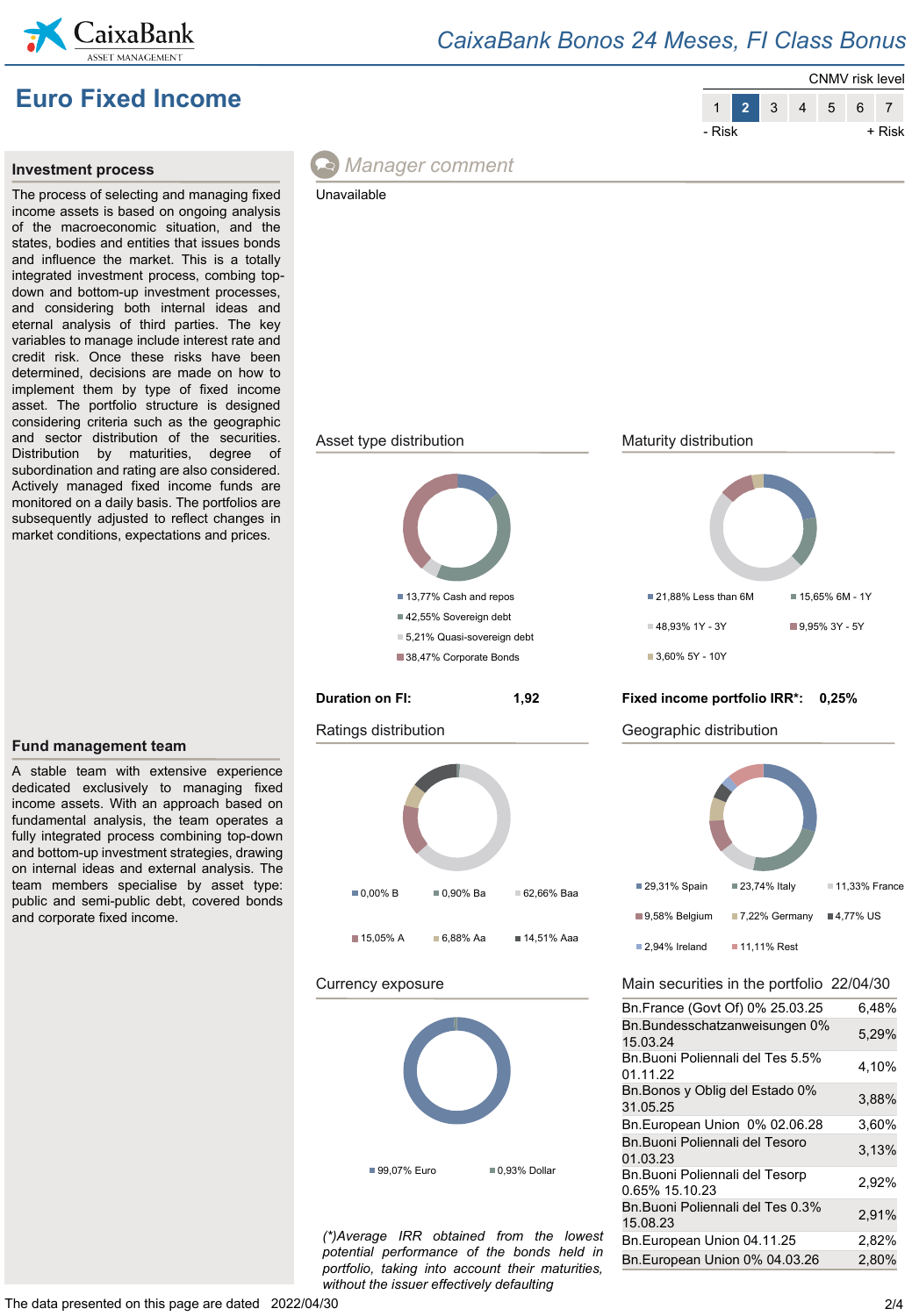# Euro Fixed Income

CNMV risk level

| 1 | **2** | 3 | 4 | 5 | 6 | 7 |
|---|---|---|---|---|---|---|

- Risk + Risk

## Investment process

The process of selecting and managing fixed income assets is based on ongoing analysis of the macroeconomic situation, and the states, bodies and entities that issues bonds and influence the market. This is a totally integrated investment process, combing top-down and bottom-up investment processes, and considering both internal ideas and eternal analysis of third parties. The key variables to manage include interest rate and credit risk. Once these risks have been determined, decisions are made on how to implement them by type of fixed income asset. The portfolio structure is designed considering criteria such as the geographic and sector distribution of the securities. Distribution by maturities, degree of subordination and rating are also considered. Actively managed fixed income funds are monitored on a daily basis. The portfolios are subsequently adjusted to reflect changes in market conditions, expectations and prices.

## Fund management team

A stable team with extensive experience dedicated exclusively to managing fixed income assets. With an approach based on fundamental analysis, the team operates a fully integrated process combining top-down and bottom-up investment strategies, drawing on internal ideas and external analysis. The team members specialise by asset type: public and semi-public debt, covered bonds and corporate fixed income.

## Manager comment

Unavailable

## Asset type distribution

- 13,77% Cash and repos
- 42,55% Sovereign debt
- 5,21% Quasi-sovereign debt
- 38,47% Corporate Bonds

## Maturity distribution

- 21,88% Less than 6M
- 15,65% 6M - 1Y
- 48,93% 1Y - 3Y
- 9,95% 3Y - 5Y
- 3,60% 5Y - 10Y

**Duration on FI: 1,92**

**Fixed income portfolio IRR*: 0,25%**

## Ratings distribution

- 0,00% B
- 0,90% Ba
- 62,66% Baa
- 15,05% A
- 6,88% Aa
- 14,51% Aaa

## Geographic distribution

- 29,31% Spain
- 23,74% Italy
- 11,33% France
- 9,58% Belgium
- 7,22% Germany
- 4,77% US
- 2,94% Ireland
- 11,11% Rest

## Currency exposure

- 99,07% Euro
- 0,93% Dollar

## Main securities in the portfolio 22/04/30

| Security | % |
|---|---|
| Bn.France (Govt Of) 0% 25.03.25 | 6,48% |
| Bn.Bundesschatzanweisungen 0% 15.03.24 | 5,29% |
| Bn.Buoni Poliennali del Tes 5.5% 01.11.22 | 4,10% |
| Bn.Bonos y Oblig del Estado 0% 31.05.25 | 3,88% |
| Bn.European Union 0% 02.06.28 | 3,60% |
| Bn.Buoni Poliennali del Tesoro 01.03.23 | 3,13% |
| Bn.Buoni Poliennali del Tesorp 0.65% 15.10.23 | 2,92% |
| Bn.Buoni Poliennali del Tes 0.3% 15.08.23 | 2,91% |
| Bn.European Union 04.11.25 | 2,82% |
| Bn.European Union 0% 04.03.26 | 2,80% |

*(*)Average IRR obtained from the lowest potential performance of the bonds held in portfolio, taking into account their maturities, without the issuer effectively defaulting*

The data presented on this page are dated 2022/04/30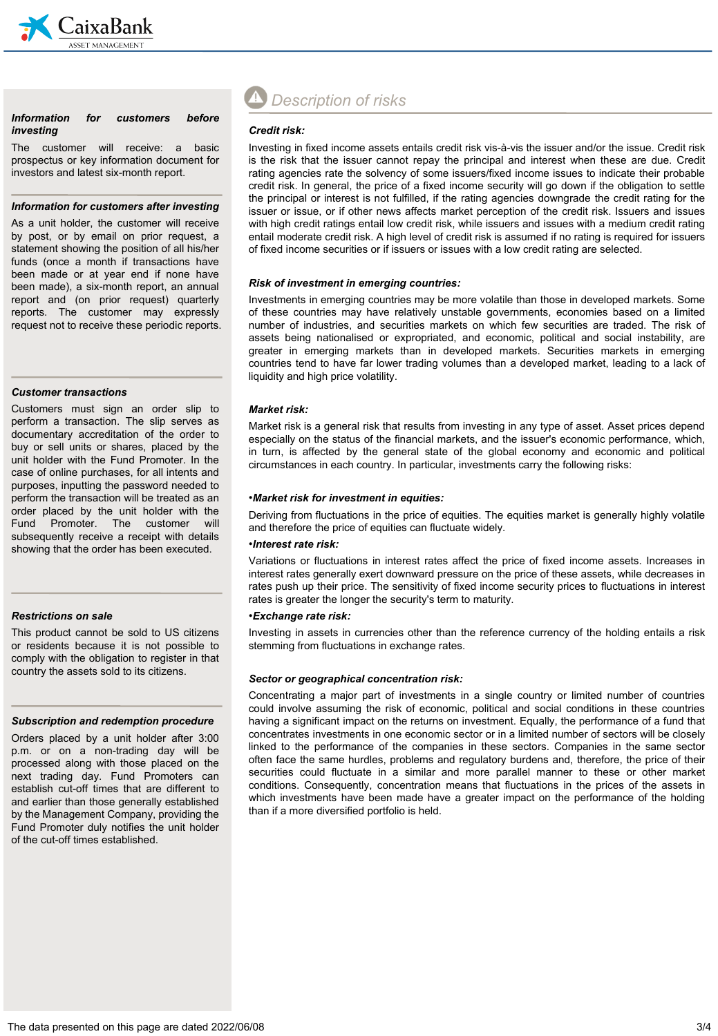#### *Information for customers before investing*

The customer will receive: a basic prospectus or key information document for investors and latest six-month report.

#### *Information for customers after investing*

As a unit holder, the customer will receive by post, or by email on prior request, a statement showing the position of all his/her funds (once a month if transactions have been made or at year end if none have been made), a six-month report, an annual report and (on prior request) quarterly reports. The customer may expressly request not to receive these periodic reports.

#### *Customer transactions*

Customers must sign an order slip to perform a transaction. The slip serves as documentary accreditation of the order to buy or sell units or shares, placed by the unit holder with the Fund Promoter. In the case of online purchases, for all intents and purposes, inputting the password needed to perform the transaction will be treated as an order placed by the unit holder with the Fund Promoter. The customer will subsequently receive a receipt with details showing that the order has been executed.

#### *Restrictions on sale*

This product cannot be sold to US citizens or residents because it is not possible to comply with the obligation to register in that country the assets sold to its citizens.

#### *Subscription and redemption procedure*

Orders placed by a unit holder after 3:00 p.m. or on a non-trading day will be processed along with those placed on the next trading day. Fund Promoters can establish cut-off times that are different to and earlier than those generally established by the Management Company, providing the Fund Promoter duly notifies the unit holder of the cut-off times established.

## *Description of risks*

#### *Credit risk:*

Investing in fixed income assets entails credit risk vis-à-vis the issuer and/or the issue. Credit risk is the risk that the issuer cannot repay the principal and interest when these are due. Credit rating agencies rate the solvency of some issuers/fixed income issues to indicate their probable credit risk. In general, the price of a fixed income security will go down if the obligation to settle the principal or interest is not fulfilled, if the rating agencies downgrade the credit rating for the issuer or issue, or if other news affects market perception of the credit risk. Issuers and issues with high credit ratings entail low credit risk, while issuers and issues with a medium credit rating entail moderate credit risk. A high level of credit risk is assumed if no rating is required for issuers of fixed income securities or if issuers or issues with a low credit rating are selected.

#### *Risk of investment in emerging countries:*

Investments in emerging countries may be more volatile than those in developed markets. Some of these countries may have relatively unstable governments, economies based on a limited number of industries, and securities markets on which few securities are traded. The risk of assets being nationalised or expropriated, and economic, political and social instability, are greater in emerging markets than in developed markets. Securities markets in emerging countries tend to have far lower trading volumes than a developed market, leading to a lack of liquidity and high price volatility.

#### *Market risk:*

Market risk is a general risk that results from investing in any type of asset. Asset prices depend especially on the status of the financial markets, and the issuer's economic performance, which, in turn, is affected by the general state of the global economy and economic and political circumstances in each country. In particular, investments carry the following risks:

#### *•Market risk for investment in equities:*

Deriving from fluctuations in the price of equities. The equities market is generally highly volatile and therefore the price of equities can fluctuate widely.

#### *•Interest rate risk:*

Variations or fluctuations in interest rates affect the price of fixed income assets. Increases in interest rates generally exert downward pressure on the price of these assets, while decreases in rates push up their price. The sensitivity of fixed income security prices to fluctuations in interest rates is greater the longer the security's term to maturity.

#### *•Exchange rate risk:*

Investing in assets in currencies other than the reference currency of the holding entails a risk stemming from fluctuations in exchange rates.

#### *Sector or geographical concentration risk:*

Concentrating a major part of investments in a single country or limited number of countries could involve assuming the risk of economic, political and social conditions in these countries having a significant impact on the returns on investment. Equally, the performance of a fund that concentrates investments in one economic sector or in a limited number of sectors will be closely linked to the performance of the companies in these sectors. Companies in the same sector often face the same hurdles, problems and regulatory burdens and, therefore, the price of their securities could fluctuate in a similar and more parallel manner to these or other market conditions. Consequently, concentration means that fluctuations in the prices of the assets in which investments have been made have a greater impact on the performance of the holding than if a more diversified portfolio is held.

The data presented on this page are dated 2022/06/08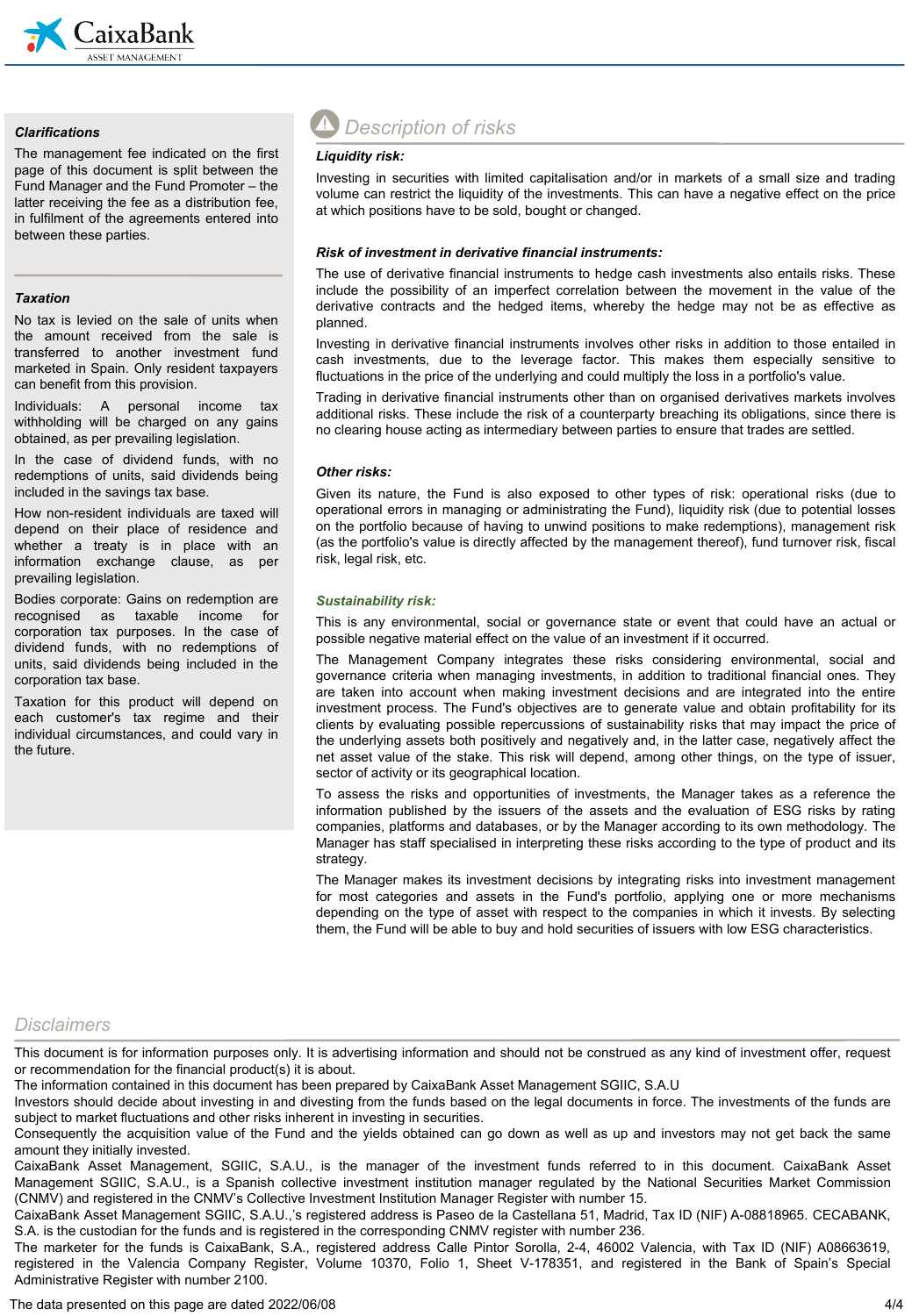### *Clarifications*

The management fee indicated on the first page of this document is split between the Fund Manager and the Fund Promoter – the latter receiving the fee as a distribution fee, in fulfilment of the agreements entered into between these parties.

### *Taxation*

No tax is levied on the sale of units when the amount received from the sale is transferred to another investment fund marketed in Spain. Only resident taxpayers can benefit from this provision.

Individuals: A personal income tax withholding will be charged on any gains obtained, as per prevailing legislation.

In the case of dividend funds, with no redemptions of units, said dividends being included in the savings tax base.

How non-resident individuals are taxed will depend on their place of residence and whether a treaty is in place with an information exchange clause, as per prevailing legislation.

Bodies corporate: Gains on redemption are recognised as taxable income for corporation tax purposes. In the case of dividend funds, with no redemptions of units, said dividends being included in the corporation tax base.

Taxation for this product will depend on each customer's tax regime and their individual circumstances, and could vary in the future.

## *Description of risks*

### *Liquidity risk:*

Investing in securities with limited capitalisation and/or in markets of a small size and trading volume can restrict the liquidity of the investments. This can have a negative effect on the price at which positions have to be sold, bought or changed.

### *Risk of investment in derivative financial instruments:*

The use of derivative financial instruments to hedge cash investments also entails risks. These include the possibility of an imperfect correlation between the movement in the value of the derivative contracts and the hedged items, whereby the hedge may not be as effective as planned.

Investing in derivative financial instruments involves other risks in addition to those entailed in cash investments, due to the leverage factor. This makes them especially sensitive to fluctuations in the price of the underlying and could multiply the loss in a portfolio's value.

Trading in derivative financial instruments other than on organised derivatives markets involves additional risks. These include the risk of a counterparty breaching its obligations, since there is no clearing house acting as intermediary between parties to ensure that trades are settled.

### *Other risks:*

Given its nature, the Fund is also exposed to other types of risk: operational risks (due to operational errors in managing or administrating the Fund), liquidity risk (due to potential losses on the portfolio because of having to unwind positions to make redemptions), management risk (as the portfolio's value is directly affected by the management thereof), fund turnover risk, fiscal risk, legal risk, etc.

### *Sustainability risk:*

This is any environmental, social or governance state or event that could have an actual or possible negative material effect on the value of an investment if it occurred.

The Management Company integrates these risks considering environmental, social and governance criteria when managing investments, in addition to traditional financial ones. They are taken into account when making investment decisions and are integrated into the entire investment process. The Fund's objectives are to generate value and obtain profitability for its clients by evaluating possible repercussions of sustainability risks that may impact the price of the underlying assets both positively and negatively and, in the latter case, negatively affect the net asset value of the stake. This risk will depend, among other things, on the type of issuer, sector of activity or its geographical location.

To assess the risks and opportunities of investments, the Manager takes as a reference the information published by the issuers of the assets and the evaluation of ESG risks by rating companies, platforms and databases, or by the Manager according to its own methodology. The Manager has staff specialised in interpreting these risks according to the type of product and its strategy.

The Manager makes its investment decisions by integrating risks into investment management for most categories and assets in the Fund's portfolio, applying one or more mechanisms depending on the type of asset with respect to the companies in which it invests. By selecting them, the Fund will be able to buy and hold securities of issuers with low ESG characteristics.

## *Disclaimers*

This document is for information purposes only. It is advertising information and should not be construed as any kind of investment offer, request or recommendation for the financial product(s) it is about.

The information contained in this document has been prepared by CaixaBank Asset Management SGIIC, S.A.U

Investors should decide about investing in and divesting from the funds based on the legal documents in force. The investments of the funds are subject to market fluctuations and other risks inherent in investing in securities.

Consequently the acquisition value of the Fund and the yields obtained can go down as well as up and investors may not get back the same amount they initially invested.

CaixaBank Asset Management, SGIIC, S.A.U., is the manager of the investment funds referred to in this document. CaixaBank Asset Management SGIIC, S.A.U., is a Spanish collective investment institution manager regulated by the National Securities Market Commission (CNMV) and registered in the CNMV's Collective Investment Institution Manager Register with number 15.

CaixaBank Asset Management SGIIC, S.A.U.,'s registered address is Paseo de la Castellana 51, Madrid, Tax ID (NIF) A-08818965. CECABANK, S.A. is the custodian for the funds and is registered in the corresponding CNMV register with number 236.

The marketer for the funds is CaixaBank, S.A., registered address Calle Pintor Sorolla, 2-4, 46002 Valencia, with Tax ID (NIF) A08663619, registered in the Valencia Company Register, Volume 10370, Folio 1, Sheet V-178351, and registered in the Bank of Spain's Special Administrative Register with number 2100.

The data presented on this page are dated 2022/06/08